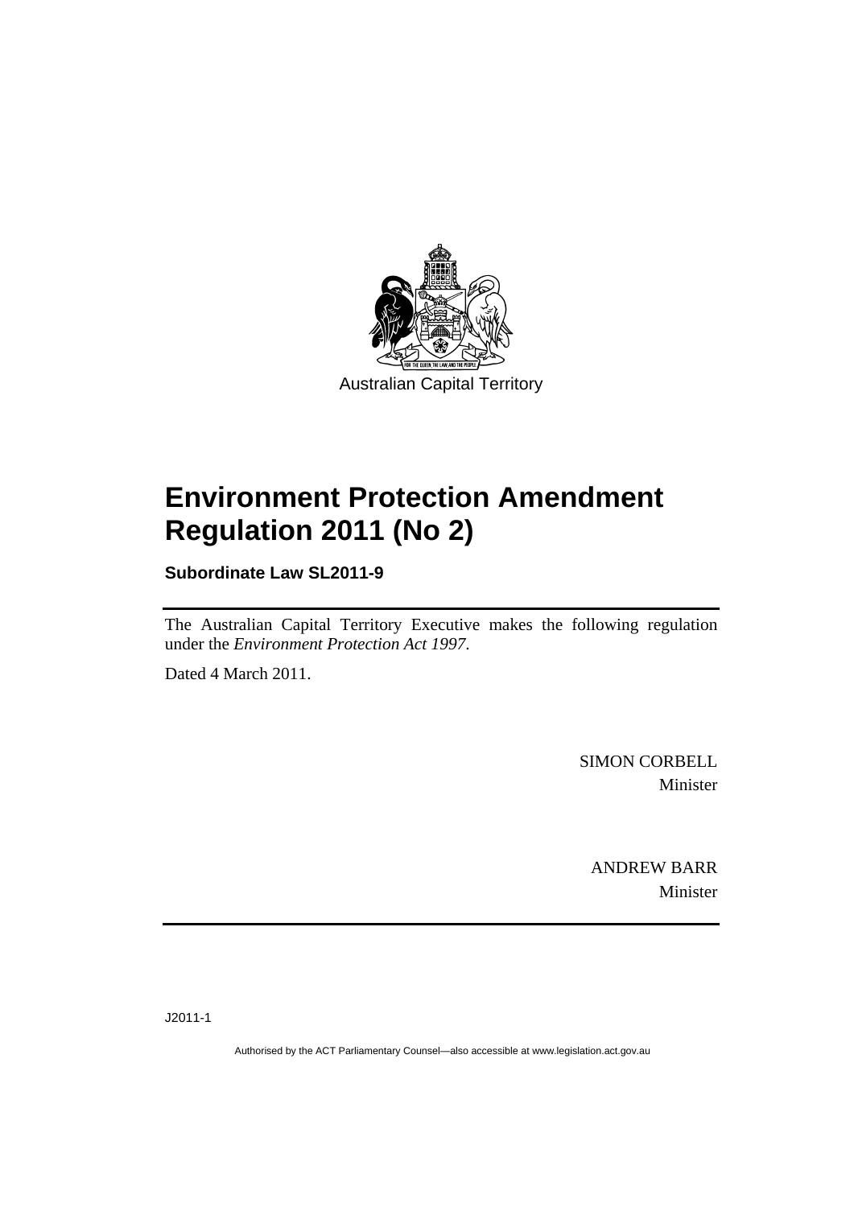Australian Capital Territory

# Environment Protection Amendment Regulation 2011 (No 2)

**Subordinate Law SL2011-9**

The Australian Capital Territory Executive makes the following regulation under the *Environment Protection Act 1997*.

Dated 4 March 2011.

SIMON CORBELL
Minister

ANDREW BARR
Minister

J2011-1

Authorised by the ACT Parliamentary Counsel—also accessible at www.legislation.act.gov.au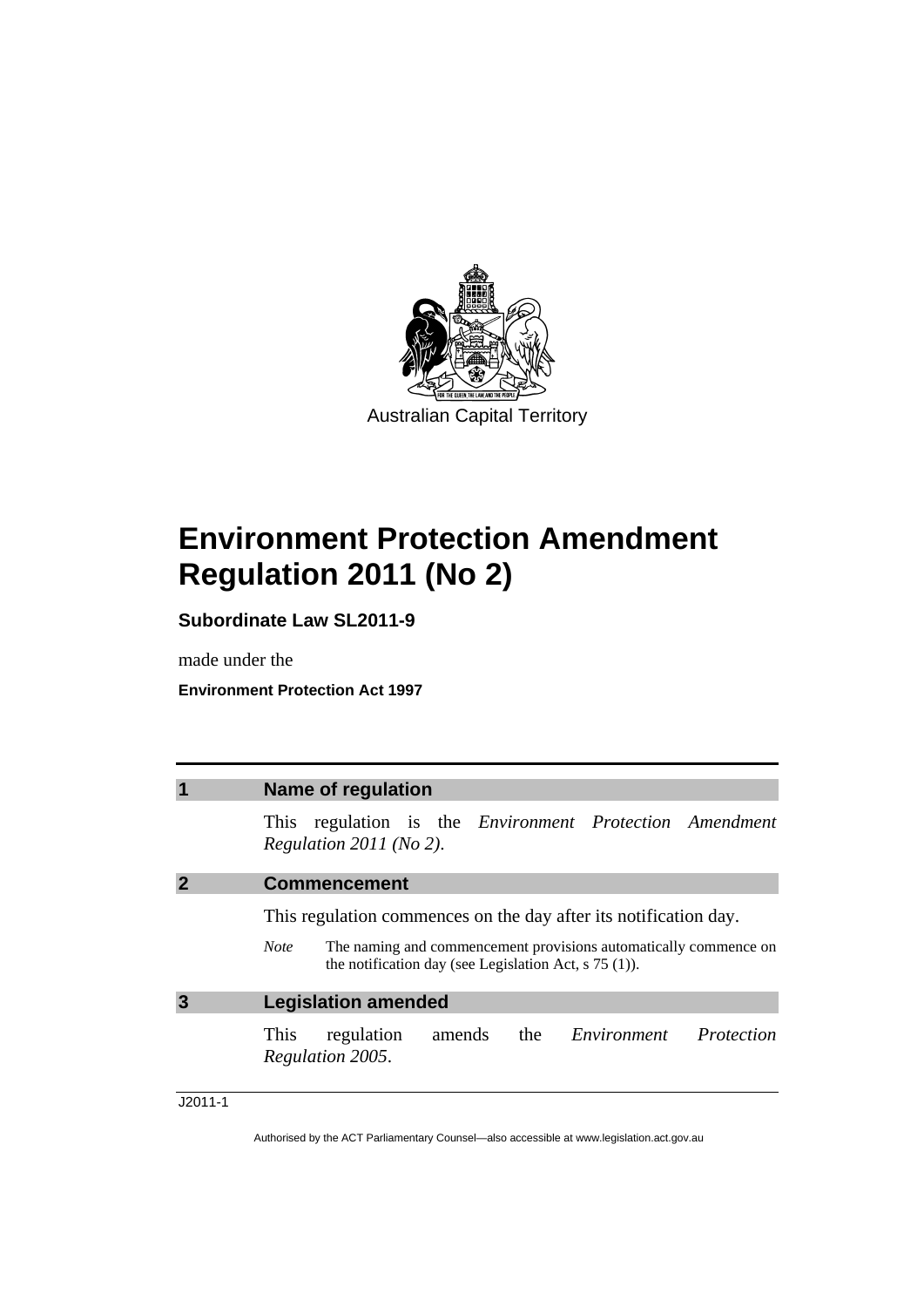Australian Capital Territory

# Environment Protection Amendment Regulation 2011 (No 2)

**Subordinate Law SL2011-9**

made under the

**Environment Protection Act 1997**

## 1 Name of regulation

This regulation is the *Environment Protection Amendment Regulation 2011 (No 2)*.

## 2 Commencement

This regulation commences on the day after its notification day.

*Note* The naming and commencement provisions automatically commence on the notification day (see Legislation Act, s 75 (1)).

## 3 Legislation amended

This regulation amends the *Environment Protection Regulation 2005*.

J2011-1

Authorised by the ACT Parliamentary Counsel—also accessible at www.legislation.act.gov.au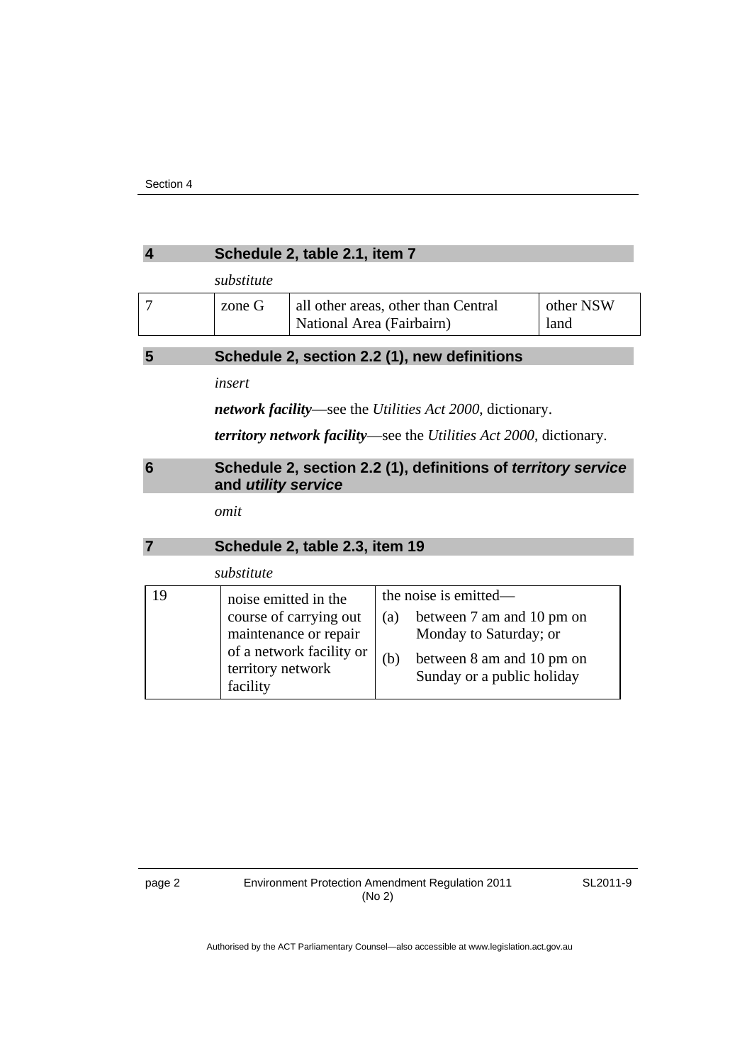## 4 Schedule 2, table 2.1, item 7

*substitute*

| | | | |
|---|---|---|---|
| 7 | zone G | all other areas, other than Central National Area (Fairbairn) | other NSW land |

## 5 Schedule 2, section 2.2 (1), new definitions

*insert*

***network facility***—see the *Utilities Act 2000*, dictionary.

***territory network facility***—see the *Utilities Act 2000*, dictionary.

## 6 Schedule 2, section 2.2 (1), definitions of *territory service* and *utility service*

*omit*

## 7 Schedule 2, table 2.3, item 19

*substitute*

| | | |
|---|---|---|
| 19 | noise emitted in the course of carrying out maintenance or repair of a network facility or territory network facility | the noise is emitted—<br>(a) between 7 am and 10 pm on Monday to Saturday; or<br>(b) between 8 am and 10 pm on Sunday or a public holiday |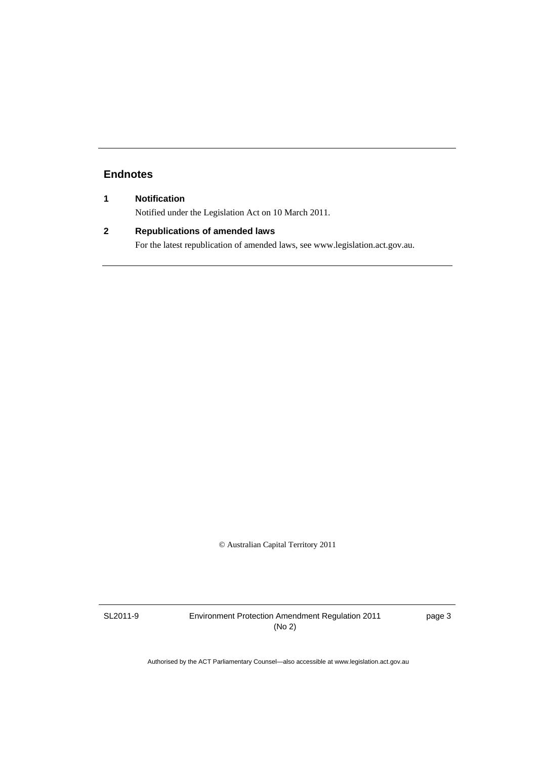## Endnotes

**1 Notification**

Notified under the Legislation Act on 10 March 2011.

**2 Republications of amended laws**

For the latest republication of amended laws, see www.legislation.act.gov.au.

© Australian Capital Territory 2011